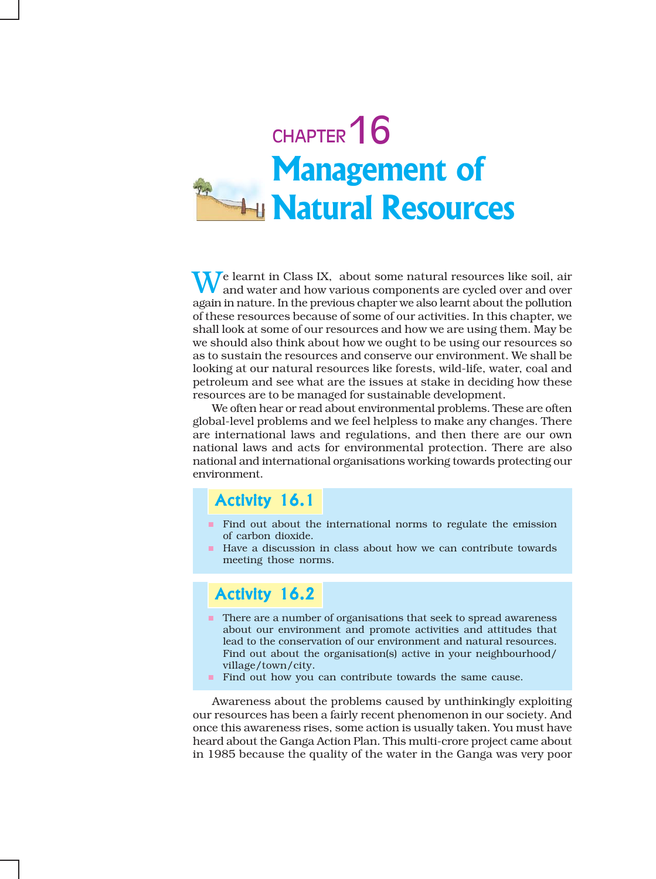# CHAPTER 16
# Management of Natural Resources

We learnt in Class IX, about some natural resources like soil, air and water and how various components are cycled over and over again in nature. In the previous chapter we also learnt about the pollution of these resources because of some of our activities. In this chapter, we shall look at some of our resources and how we are using them. May be we should also think about how we ought to be using our resources so as to sustain the resources and conserve our environment. We shall be looking at our natural resources like forests, wild-life, water, coal and petroleum and see what are the issues at stake in deciding how these resources are to be managed for sustainable development.

We often hear or read about environmental problems. These are often global-level problems and we feel helpless to make any changes. There are international laws and regulations, and then there are our own national laws and acts for environmental protection. There are also national and international organisations working towards protecting our environment.

### Activity 16.1

- Find out about the international norms to regulate the emission of carbon dioxide.
- Have a discussion in class about how we can contribute towards meeting those norms.

### Activity 16.2

- There are a number of organisations that seek to spread awareness about our environment and promote activities and attitudes that lead to the conservation of our environment and natural resources. Find out about the organisation(s) active in your neighbourhood/ village/town/city.
- Find out how you can contribute towards the same cause.

Awareness about the problems caused by unthinkingly exploiting our resources has been a fairly recent phenomenon in our society. And once this awareness rises, some action is usually taken. You must have heard about the Ganga Action Plan. This multi-crore project came about in 1985 because the quality of the water in the Ganga was very poor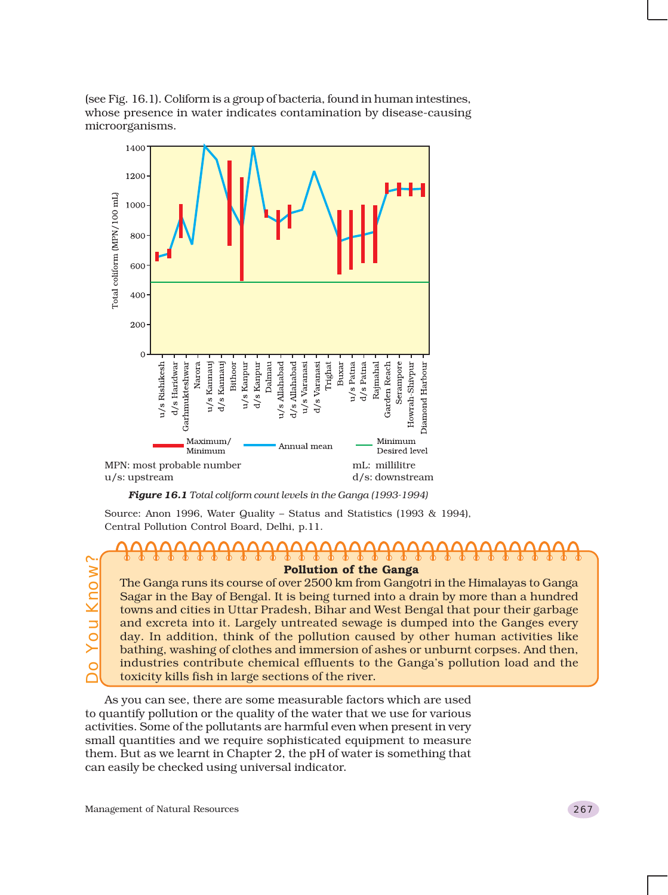(see Fig. 16.1). Coliform is a group of bacteria, found in human intestines, whose presence in water indicates contamination by disease-causing microorganisms.

Total coliform (MPN/100 mL)

1400
1200
1000
800
600
400
200
0

u/s Rishikesh
d/s Haridwar
Garhmukteshwar
Narora
u/s Kannauj
d/s Kannauj
Bithoor
u/s Kanpur
d/s Kanpur
Dalmau
u/s Allahabad
d/s Allahabad
u/s Varanasi
d/s Varanasi
Trighat
Buxar
u/s Patna
d/s Patna
Rajmahal
Garden Reach
Serampore
Howrah-Shivpur
Diamond Harbour

Maximum/Minimum
Annual mean
Minimum Desired level

MPN: most probable number
mL: millilitre
u/s: upstream
d/s: downstream

***Figure 16.1*** *Total coliform count levels in the Ganga (1993-1994)*

Source: Anon 1996, Water Quality – Status and Statistics (1993 & 1994), Central Pollution Control Board, Delhi, p.11.

**Do You Know?**

**Pollution of the Ganga**

The Ganga runs its course of over 2500 km from Gangotri in the Himalayas to Ganga Sagar in the Bay of Bengal. It is being turned into a drain by more than a hundred towns and cities in Uttar Pradesh, Bihar and West Bengal that pour their garbage and excreta into it. Largely untreated sewage is dumped into the Ganges every day. In addition, think of the pollution caused by other human activities like bathing, washing of clothes and immersion of ashes or unburnt corpses. And then, industries contribute chemical effluents to the Ganga's pollution load and the toxicity kills fish in large sections of the river.

As you can see, there are some measurable factors which are used to quantify pollution or the quality of the water that we use for various activities. Some of the pollutants are harmful even when present in very small quantities and we require sophisticated equipment to measure them. But as we learnt in Chapter 2, the pH of water is something that can easily be checked using universal indicator.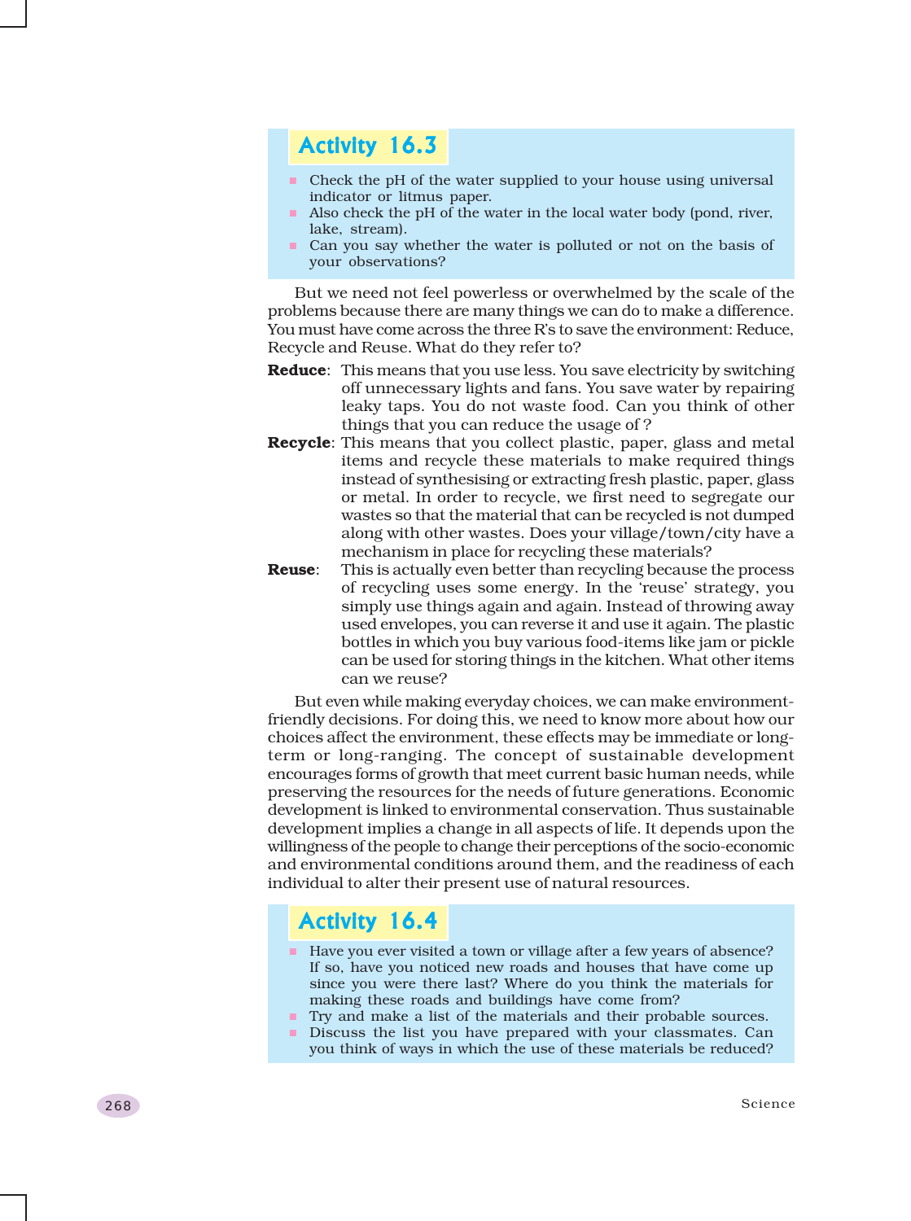## Activity 16.3

- Check the pH of the water supplied to your house using universal indicator or litmus paper.
- Also check the pH of the water in the local water body (pond, river, lake, stream).
- Can you say whether the water is polluted or not on the basis of your observations?

But we need not feel powerless or overwhelmed by the scale of the problems because there are many things we can do to make a difference. You must have come across the three R's to save the environment: Reduce, Recycle and Reuse. What do they refer to?

**Reduce**: This means that you use less. You save electricity by switching off unnecessary lights and fans. You save water by repairing leaky taps. You do not waste food. Can you think of other things that you can reduce the usage of ?

**Recycle**: This means that you collect plastic, paper, glass and metal items and recycle these materials to make required things instead of synthesising or extracting fresh plastic, paper, glass or metal. In order to recycle, we first need to segregate our wastes so that the material that can be recycled is not dumped along with other wastes. Does your village/town/city have a mechanism in place for recycling these materials?

**Reuse**: This is actually even better than recycling because the process of recycling uses some energy. In the 'reuse' strategy, you simply use things again and again. Instead of throwing away used envelopes, you can reverse it and use it again. The plastic bottles in which you buy various food-items like jam or pickle can be used for storing things in the kitchen. What other items can we reuse?

But even while making everyday choices, we can make environment-friendly decisions. For doing this, we need to know more about how our choices affect the environment, these effects may be immediate or long-term or long-ranging. The concept of sustainable development encourages forms of growth that meet current basic human needs, while preserving the resources for the needs of future generations. Economic development is linked to environmental conservation. Thus sustainable development implies a change in all aspects of life. It depends upon the willingness of the people to change their perceptions of the socio-economic and environmental conditions around them, and the readiness of each individual to alter their present use of natural resources.

## Activity 16.4

- Have you ever visited a town or village after a few years of absence? If so, have you noticed new roads and houses that have come up since you were there last? Where do you think the materials for making these roads and buildings have come from?
- Try and make a list of the materials and their probable sources.
- Discuss the list you have prepared with your classmates. Can you think of ways in which the use of these materials be reduced?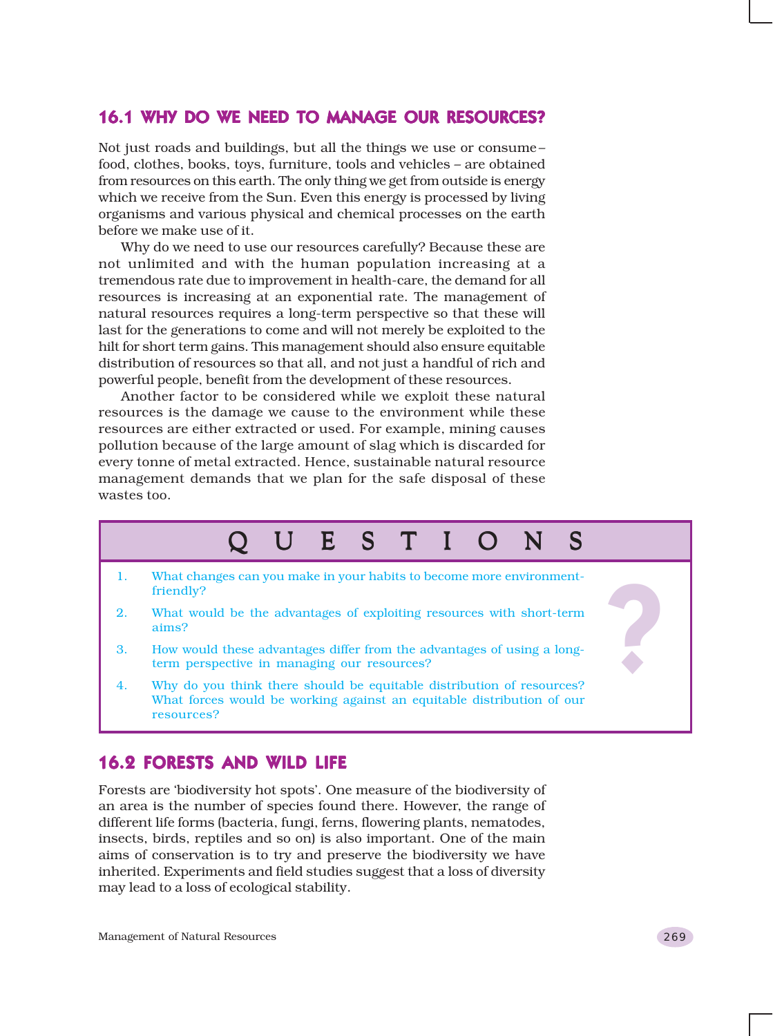## 16.1 WHY DO WE NEED TO MANAGE OUR RESOURCES?

Not just roads and buildings, but all the things we use or consume – food, clothes, books, toys, furniture, tools and vehicles – are obtained from resources on this earth. The only thing we get from outside is energy which we receive from the Sun. Even this energy is processed by living organisms and various physical and chemical processes on the earth before we make use of it.

Why do we need to use our resources carefully? Because these are not unlimited and with the human population increasing at a tremendous rate due to improvement in health-care, the demand for all resources is increasing at an exponential rate. The management of natural resources requires a long-term perspective so that these will last for the generations to come and will not merely be exploited to the hilt for short term gains. This management should also ensure equitable distribution of resources so that all, and not just a handful of rich and powerful people, benefit from the development of these resources.

Another factor to be considered while we exploit these natural resources is the damage we cause to the environment while these resources are either extracted or used. For example, mining causes pollution because of the large amount of slag which is discarded for every tonne of metal extracted. Hence, sustainable natural resource management demands that we plan for the safe disposal of these wastes too.

### QUESTIONS

1. What changes can you make in your habits to become more environment-friendly?
2. What would be the advantages of exploiting resources with short-term aims?
3. How would these advantages differ from the advantages of using a long-term perspective in managing our resources?
4. Why do you think there should be equitable distribution of resources? What forces would be working against an equitable distribution of our resources?

## 16.2 FORESTS AND WILD LIFE

Forests are 'biodiversity hot spots'. One measure of the biodiversity of an area is the number of species found there. However, the range of different life forms (bacteria, fungi, ferns, flowering plants, nematodes, insects, birds, reptiles and so on) is also important. One of the main aims of conservation is to try and preserve the biodiversity we have inherited. Experiments and field studies suggest that a loss of diversity may lead to a loss of ecological stability.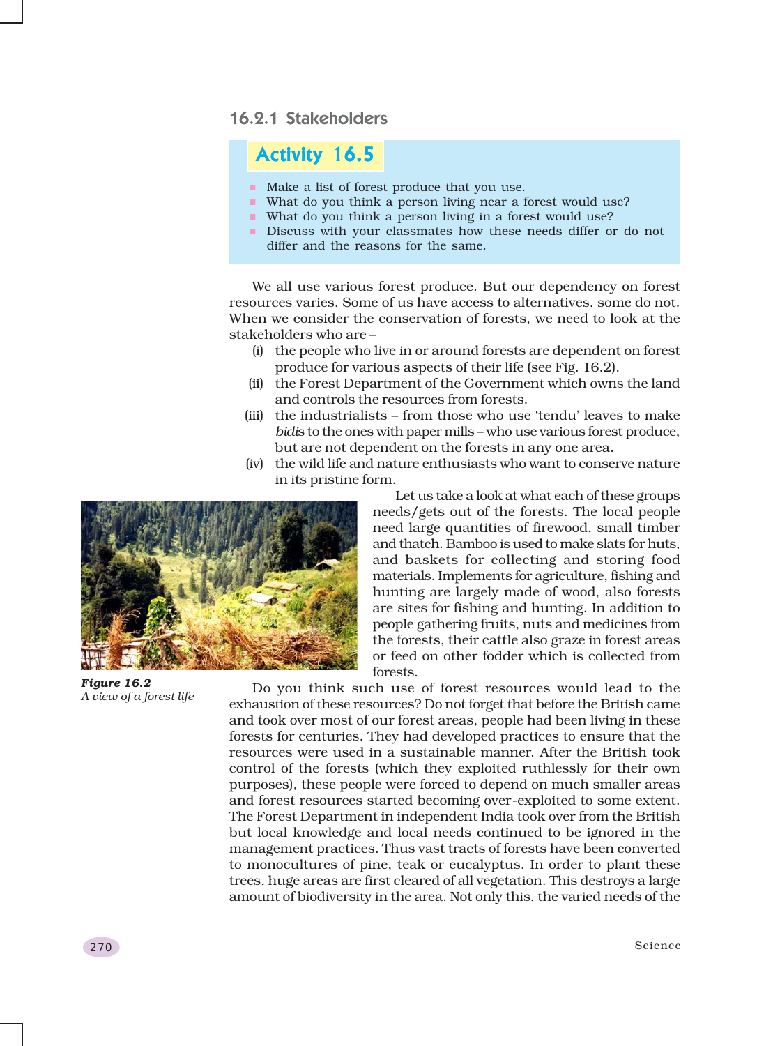### 16.2.1 Stakeholders

**Activity 16.5**

- Make a list of forest produce that you use.
- What do you think a person living near a forest would use?
- What do you think a person living in a forest would use?
- Discuss with your classmates how these needs differ or do not differ and the reasons for the same.

We all use various forest produce. But our dependency on forest resources varies. Some of us have access to alternatives, some do not. When we consider the conservation of forests, we need to look at the stakeholders who are –

(i) the people who live in or around forests are dependent on forest produce for various aspects of their life (see Fig. 16.2).

(ii) the Forest Department of the Government which owns the land and controls the resources from forests.

(iii) the industrialists – from those who use 'tendu' leaves to make *bidis* to the ones with paper mills – who use various forest produce, but are not dependent on the forests in any one area.

(iv) the wild life and nature enthusiasts who want to conserve nature in its pristine form.

Let us take a look at what each of these groups needs/gets out of the forests. The local people need large quantities of firewood, small timber and thatch. Bamboo is used to make slats for huts, and baskets for collecting and storing food materials. Implements for agriculture, fishing and hunting are largely made of wood, also forests are sites for fishing and hunting. In addition to people gathering fruits, nuts and medicines from the forests, their cattle also graze in forest areas or feed on other fodder which is collected from forests.

***Figure 16.2***
*A view of a forest life*

Do you think such use of forest resources would lead to the exhaustion of these resources? Do not forget that before the British came and took over most of our forest areas, people had been living in these forests for centuries. They had developed practices to ensure that the resources were used in a sustainable manner. After the British took control of the forests (which they exploited ruthlessly for their own purposes), these people were forced to depend on much smaller areas and forest resources started becoming over-exploited to some extent. The Forest Department in independent India took over from the British but local knowledge and local needs continued to be ignored in the management practices. Thus vast tracts of forests have been converted to monocultures of pine, teak or eucalyptus. In order to plant these trees, huge areas are first cleared of all vegetation. This destroys a large amount of biodiversity in the area. Not only this, the varied needs of the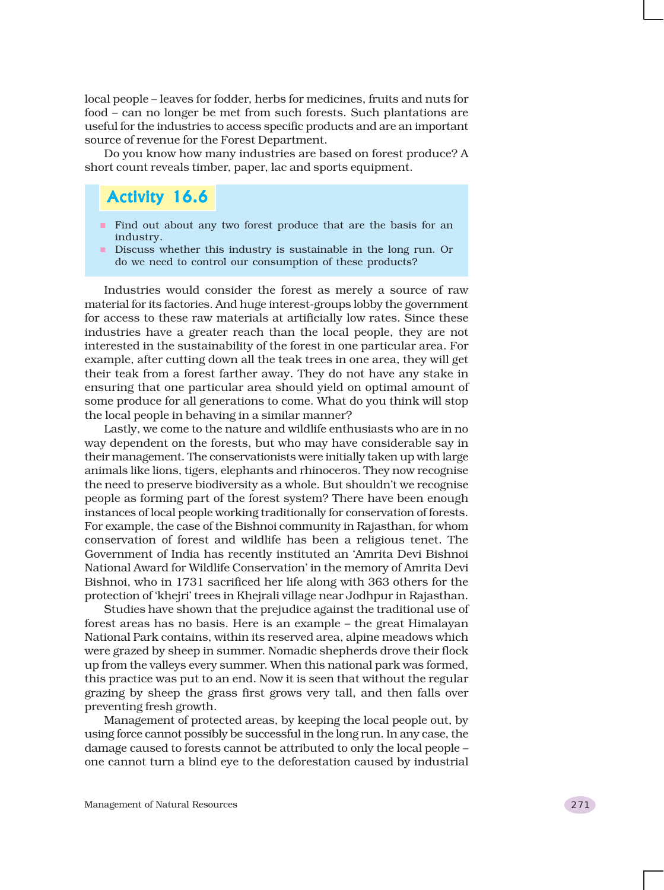local people – leaves for fodder, herbs for medicines, fruits and nuts for food – can no longer be met from such forests. Such plantations are useful for the industries to access specific products and are an important source of revenue for the Forest Department.

Do you know how many industries are based on forest produce? A short count reveals timber, paper, lac and sports equipment.

### Activity 16.6

- Find out about any two forest produce that are the basis for an industry.
- Discuss whether this industry is sustainable in the long run. Or do we need to control our consumption of these products?

Industries would consider the forest as merely a source of raw material for its factories. And huge interest-groups lobby the government for access to these raw materials at artificially low rates. Since these industries have a greater reach than the local people, they are not interested in the sustainability of the forest in one particular area. For example, after cutting down all the teak trees in one area, they will get their teak from a forest farther away. They do not have any stake in ensuring that one particular area should yield on optimal amount of some produce for all generations to come. What do you think will stop the local people in behaving in a similar manner?

Lastly, we come to the nature and wildlife enthusiasts who are in no way dependent on the forests, but who may have considerable say in their management. The conservationists were initially taken up with large animals like lions, tigers, elephants and rhinoceros. They now recognise the need to preserve biodiversity as a whole. But shouldn't we recognise people as forming part of the forest system? There have been enough instances of local people working traditionally for conservation of forests. For example, the case of the Bishnoi community in Rajasthan, for whom conservation of forest and wildlife has been a religious tenet. The Government of India has recently instituted an 'Amrita Devi Bishnoi National Award for Wildlife Conservation' in the memory of Amrita Devi Bishnoi, who in 1731 sacrificed her life along with 363 others for the protection of 'khejri' trees in Khejrali village near Jodhpur in Rajasthan.

Studies have shown that the prejudice against the traditional use of forest areas has no basis. Here is an example – the great Himalayan National Park contains, within its reserved area, alpine meadows which were grazed by sheep in summer. Nomadic shepherds drove their flock up from the valleys every summer. When this national park was formed, this practice was put to an end. Now it is seen that without the regular grazing by sheep the grass first grows very tall, and then falls over preventing fresh growth.

Management of protected areas, by keeping the local people out, by using force cannot possibly be successful in the long run. In any case, the damage caused to forests cannot be attributed to only the local people – one cannot turn a blind eye to the deforestation caused by industrial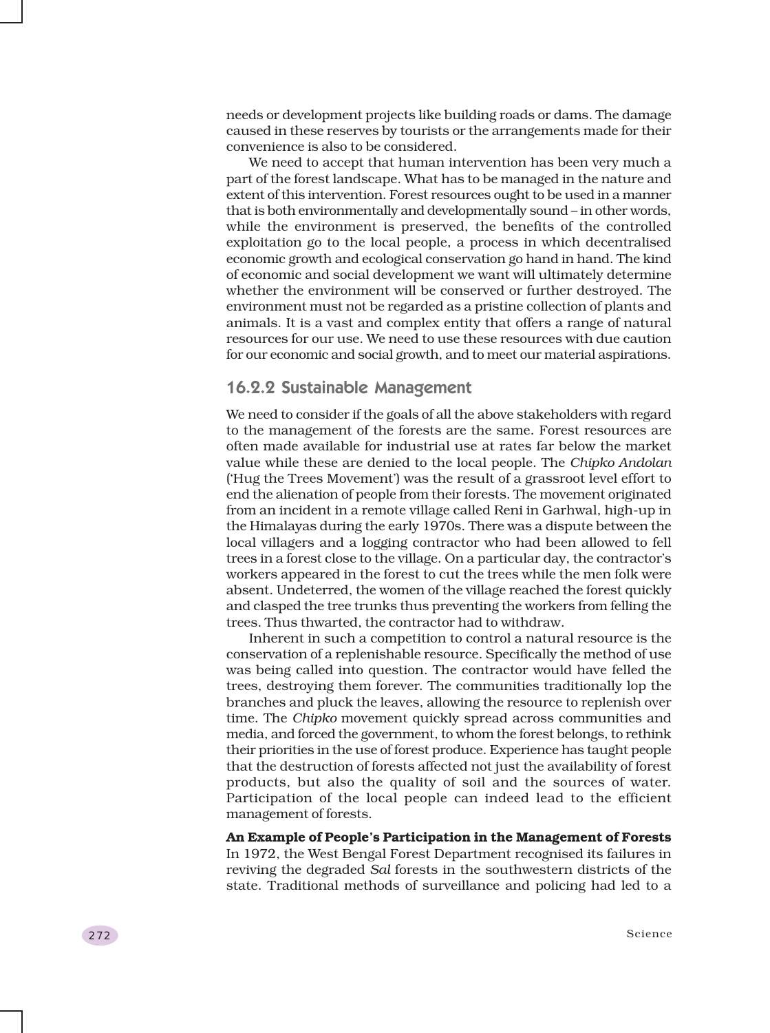needs or development projects like building roads or dams. The damage caused in these reserves by tourists or the arrangements made for their convenience is also to be considered.

We need to accept that human intervention has been very much a part of the forest landscape. What has to be managed in the nature and extent of this intervention. Forest resources ought to be used in a manner that is both environmentally and developmentally sound – in other words, while the environment is preserved, the benefits of the controlled exploitation go to the local people, a process in which decentralised economic growth and ecological conservation go hand in hand. The kind of economic and social development we want will ultimately determine whether the environment will be conserved or further destroyed. The environment must not be regarded as a pristine collection of plants and animals. It is a vast and complex entity that offers a range of natural resources for our use. We need to use these resources with due caution for our economic and social growth, and to meet our material aspirations.

### 16.2.2 Sustainable Management

We need to consider if the goals of all the above stakeholders with regard to the management of the forests are the same. Forest resources are often made available for industrial use at rates far below the market value while these are denied to the local people. The *Chipko Andolan* ('Hug the Trees Movement') was the result of a grassroot level effort to end the alienation of people from their forests. The movement originated from an incident in a remote village called Reni in Garhwal, high-up in the Himalayas during the early 1970s. There was a dispute between the local villagers and a logging contractor who had been allowed to fell trees in a forest close to the village. On a particular day, the contractor's workers appeared in the forest to cut the trees while the men folk were absent. Undeterred, the women of the village reached the forest quickly and clasped the tree trunks thus preventing the workers from felling the trees. Thus thwarted, the contractor had to withdraw.

Inherent in such a competition to control a natural resource is the conservation of a replenishable resource. Specifically the method of use was being called into question. The contractor would have felled the trees, destroying them forever. The communities traditionally lop the branches and pluck the leaves, allowing the resource to replenish over time. The *Chipko* movement quickly spread across communities and media, and forced the government, to whom the forest belongs, to rethink their priorities in the use of forest produce. Experience has taught people that the destruction of forests affected not just the availability of forest products, but also the quality of soil and the sources of water. Participation of the local people can indeed lead to the efficient management of forests.

**An Example of People's Participation in the Management of Forests**
In 1972, the West Bengal Forest Department recognised its failures in reviving the degraded *Sal* forests in the southwestern districts of the state. Traditional methods of surveillance and policing had led to a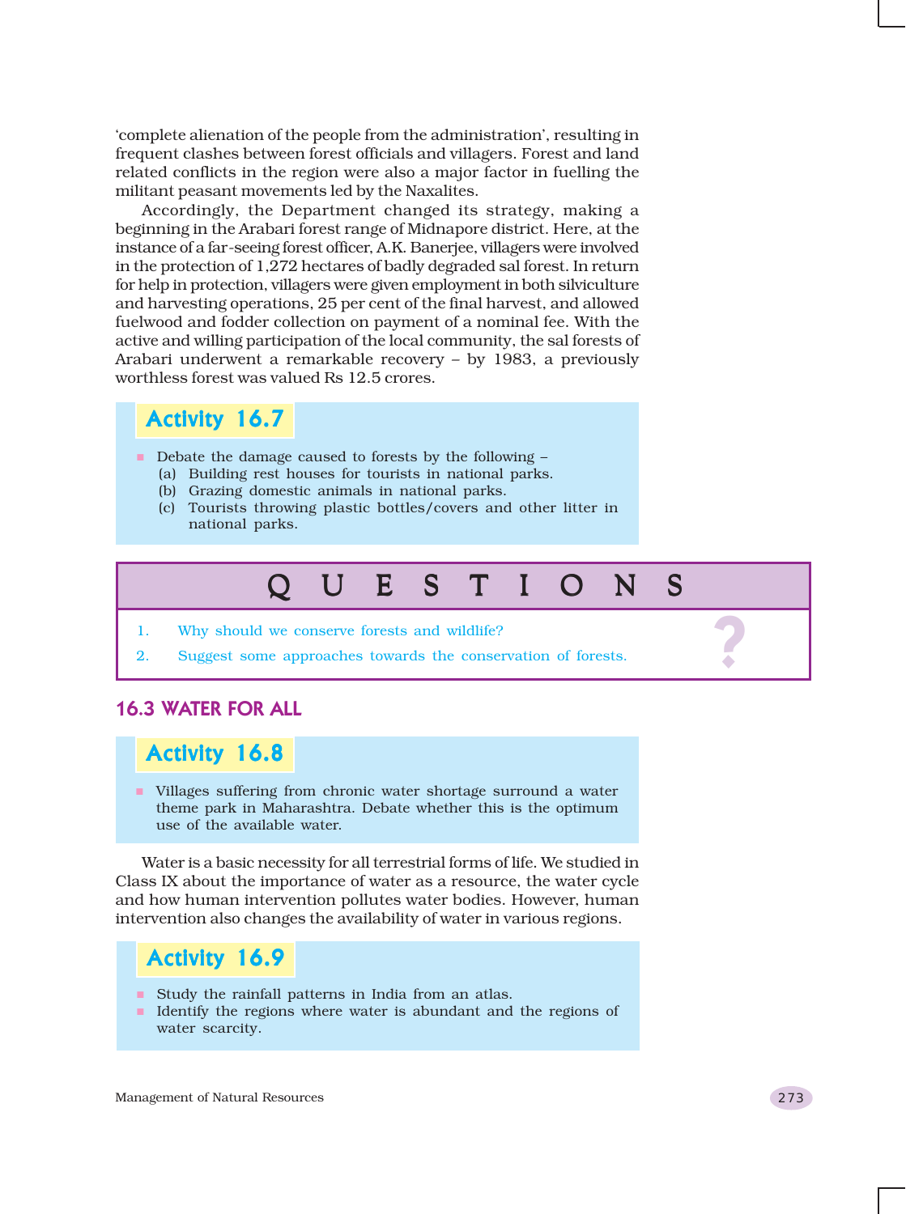'complete alienation of the people from the administration', resulting in frequent clashes between forest officials and villagers. Forest and land related conflicts in the region were also a major factor in fuelling the militant peasant movements led by the Naxalites.

Accordingly, the Department changed its strategy, making a beginning in the Arabari forest range of Midnapore district. Here, at the instance of a far-seeing forest officer, A.K. Banerjee, villagers were involved in the protection of 1,272 hectares of badly degraded sal forest. In return for help in protection, villagers were given employment in both silviculture and harvesting operations, 25 per cent of the final harvest, and allowed fuelwood and fodder collection on payment of a nominal fee. With the active and willing participation of the local community, the sal forests of Arabari underwent a remarkable recovery – by 1983, a previously worthless forest was valued Rs 12.5 crores.

### Activity 16.7

- Debate the damage caused to forests by the following –
  - (a) Building rest houses for tourists in national parks.
  - (b) Grazing domestic animals in national parks.
  - (c) Tourists throwing plastic bottles/covers and other litter in national parks.

## QUESTIONS

1. Why should we conserve forests and wildlife?
2. Suggest some approaches towards the conservation of forests.

## 16.3 WATER FOR ALL

### Activity 16.8

- Villages suffering from chronic water shortage surround a water theme park in Maharashtra. Debate whether this is the optimum use of the available water.

Water is a basic necessity for all terrestrial forms of life. We studied in Class IX about the importance of water as a resource, the water cycle and how human intervention pollutes water bodies. However, human intervention also changes the availability of water in various regions.

### Activity 16.9

- Study the rainfall patterns in India from an atlas.
- Identify the regions where water is abundant and the regions of water scarcity.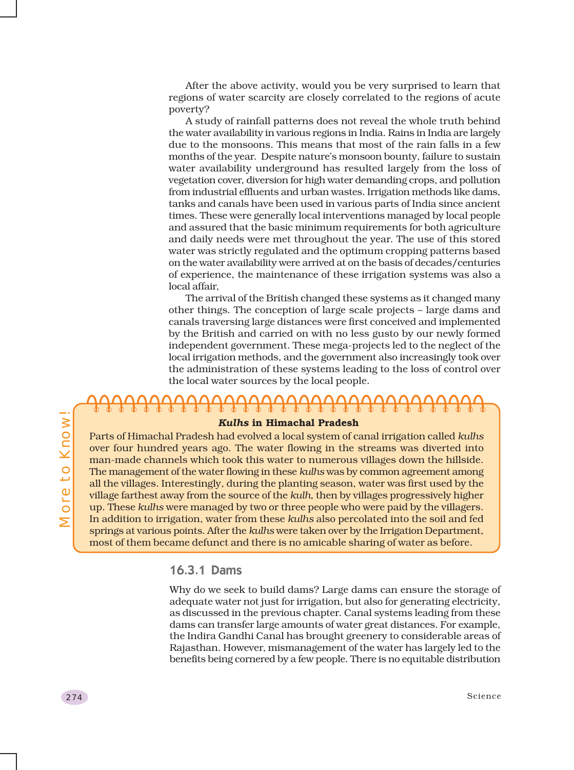After the above activity, would you be very surprised to learn that regions of water scarcity are closely correlated to the regions of acute poverty?

A study of rainfall patterns does not reveal the whole truth behind the water availability in various regions in India. Rains in India are largely due to the monsoons. This means that most of the rain falls in a few months of the year. Despite nature's monsoon bounty, failure to sustain water availability underground has resulted largely from the loss of vegetation cover, diversion for high water demanding crops, and pollution from industrial effluents and urban wastes. Irrigation methods like dams, tanks and canals have been used in various parts of India since ancient times. These were generally local interventions managed by local people and assured that the basic minimum requirements for both agriculture and daily needs were met throughout the year. The use of this stored water was strictly regulated and the optimum cropping patterns based on the water availability were arrived at on the basis of decades/centuries of experience, the maintenance of these irrigation systems was also a local affair,

The arrival of the British changed these systems as it changed many other things. The conception of large scale projects – large dams and canals traversing large distances were first conceived and implemented by the British and carried on with no less gusto by our newly formed independent government. These mega-projects led to the neglect of the local irrigation methods, and the government also increasingly took over the administration of these systems leading to the loss of control over the local water sources by the local people.

> **More to Know!**
>
> ***Kulhs* in Himachal Pradesh**
>
> Parts of Himachal Pradesh had evolved a local system of canal irrigation called *kulhs* over four hundred years ago. The water flowing in the streams was diverted into man-made channels which took this water to numerous villages down the hillside. The management of the water flowing in these *kulhs* was by common agreement among all the villages. Interestingly, during the planting season, water was first used by the village farthest away from the source of the *kulh*, then by villages progressively higher up. These *kulhs* were managed by two or three people who were paid by the villagers. In addition to irrigation, water from these *kulhs* also percolated into the soil and fed springs at various points. After the *kulhs* were taken over by the Irrigation Department, most of them became defunct and there is no amicable sharing of water as before.

### 16.3.1 Dams

Why do we seek to build dams? Large dams can ensure the storage of adequate water not just for irrigation, but also for generating electricity, as discussed in the previous chapter. Canal systems leading from these dams can transfer large amounts of water great distances. For example, the Indira Gandhi Canal has brought greenery to considerable areas of Rajasthan. However, mismanagement of the water has largely led to the benefits being cornered by a few people. There is no equitable distribution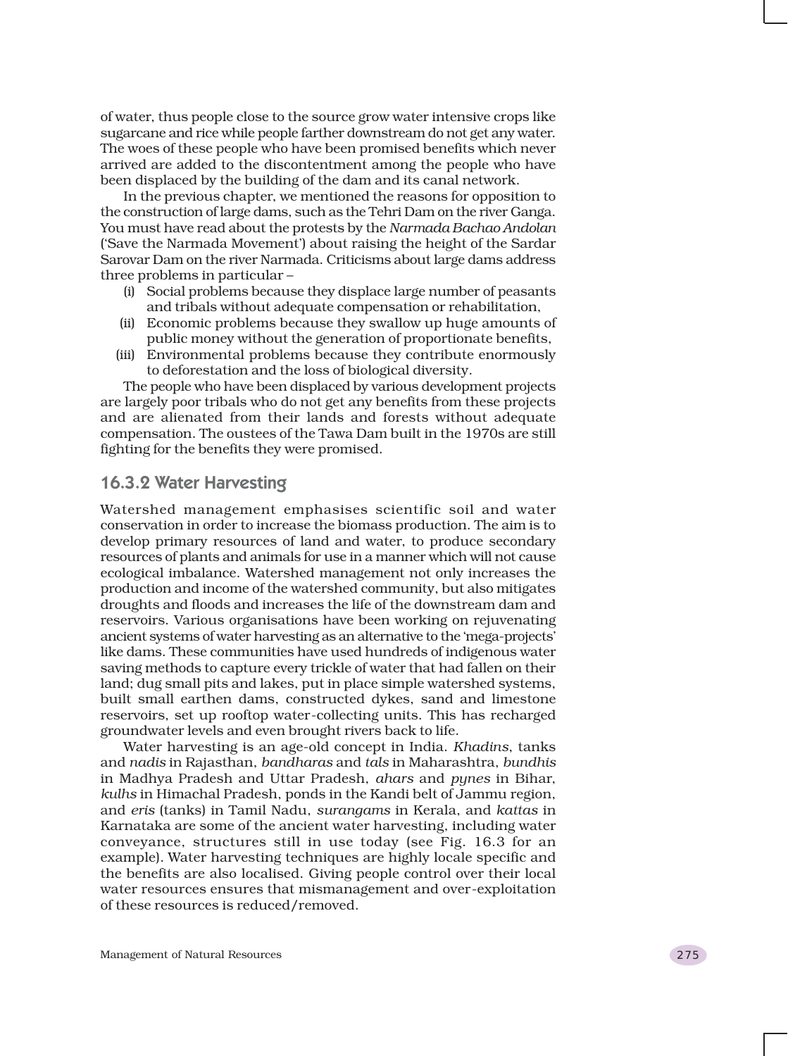of water, thus people close to the source grow water intensive crops like sugarcane and rice while people farther downstream do not get any water. The woes of these people who have been promised benefits which never arrived are added to the discontentment among the people who have been displaced by the building of the dam and its canal network.

In the previous chapter, we mentioned the reasons for opposition to the construction of large dams, such as the Tehri Dam on the river Ganga. You must have read about the protests by the *Narmada Bachao Andolan* ('Save the Narmada Movement') about raising the height of the Sardar Sarovar Dam on the river Narmada. Criticisms about large dams address three problems in particular –

(i) Social problems because they displace large number of peasants and tribals without adequate compensation or rehabilitation,

(ii) Economic problems because they swallow up huge amounts of public money without the generation of proportionate benefits,

(iii) Environmental problems because they contribute enormously to deforestation and the loss of biological diversity.

The people who have been displaced by various development projects are largely poor tribals who do not get any benefits from these projects and are alienated from their lands and forests without adequate compensation. The oustees of the Tawa Dam built in the 1970s are still fighting for the benefits they were promised.

### 16.3.2 Water Harvesting

Watershed management emphasises scientific soil and water conservation in order to increase the biomass production. The aim is to develop primary resources of land and water, to produce secondary resources of plants and animals for use in a manner which will not cause ecological imbalance. Watershed management not only increases the production and income of the watershed community, but also mitigates droughts and floods and increases the life of the downstream dam and reservoirs. Various organisations have been working on rejuvenating ancient systems of water harvesting as an alternative to the 'mega-projects' like dams. These communities have used hundreds of indigenous water saving methods to capture every trickle of water that had fallen on their land; dug small pits and lakes, put in place simple watershed systems, built small earthen dams, constructed dykes, sand and limestone reservoirs, set up rooftop water-collecting units. This has recharged groundwater levels and even brought rivers back to life.

Water harvesting is an age-old concept in India. *Khadins*, tanks and *nadis* in Rajasthan, *bandharas* and *tals* in Maharashtra, *bundhis* in Madhya Pradesh and Uttar Pradesh, *ahars* and *pynes* in Bihar, *kulhs* in Himachal Pradesh, ponds in the Kandi belt of Jammu region, and *eris* (tanks) in Tamil Nadu, *surangams* in Kerala, and *kattas* in Karnataka are some of the ancient water harvesting, including water conveyance, structures still in use today (see Fig. 16.3 for an example). Water harvesting techniques are highly locale specific and the benefits are also localised. Giving people control over their local water resources ensures that mismanagement and over-exploitation of these resources is reduced/removed.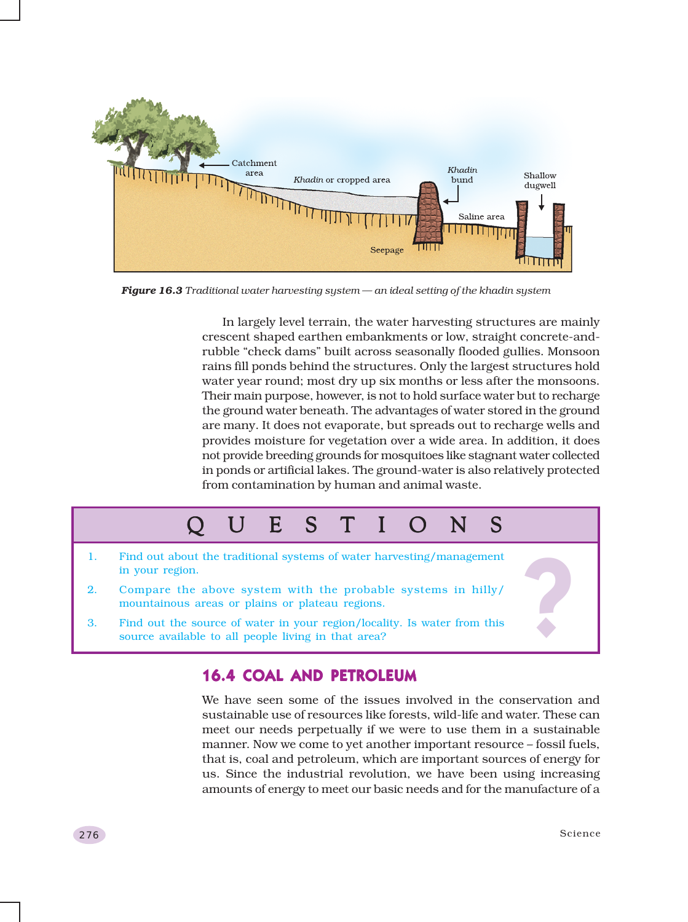Catchment area

*Khadin* or cropped area

*Khadin* bund

Shallow dugwell

Saline area

Seepage

***Figure 16.3*** *Traditional water harvesting system — an ideal setting of the khadin system*

In largely level terrain, the water harvesting structures are mainly crescent shaped earthen embankments or low, straight concrete-and-rubble "check dams" built across seasonally flooded gullies. Monsoon rains fill ponds behind the structures. Only the largest structures hold water year round; most dry up six months or less after the monsoons. Their main purpose, however, is not to hold surface water but to recharge the ground water beneath. The advantages of water stored in the ground are many. It does not evaporate, but spreads out to recharge wells and provides moisture for vegetation over a wide area. In addition, it does not provide breeding grounds for mosquitoes like stagnant water collected in ponds or artificial lakes. The ground-water is also relatively protected from contamination by human and animal waste.

## QUESTIONS

1. Find out about the traditional systems of water harvesting/management in your region.
2. Compare the above system with the probable systems in hilly/mountainous areas or plains or plateau regions.
3. Find out the source of water in your region/locality. Is water from this source available to all people living in that area?

## 16.4 COAL AND PETROLEUM

We have seen some of the issues involved in the conservation and sustainable use of resources like forests, wild-life and water. These can meet our needs perpetually if we were to use them in a sustainable manner. Now we come to yet another important resource – fossil fuels, that is, coal and petroleum, which are important sources of energy for us. Since the industrial revolution, we have been using increasing amounts of energy to meet our basic needs and for the manufacture of a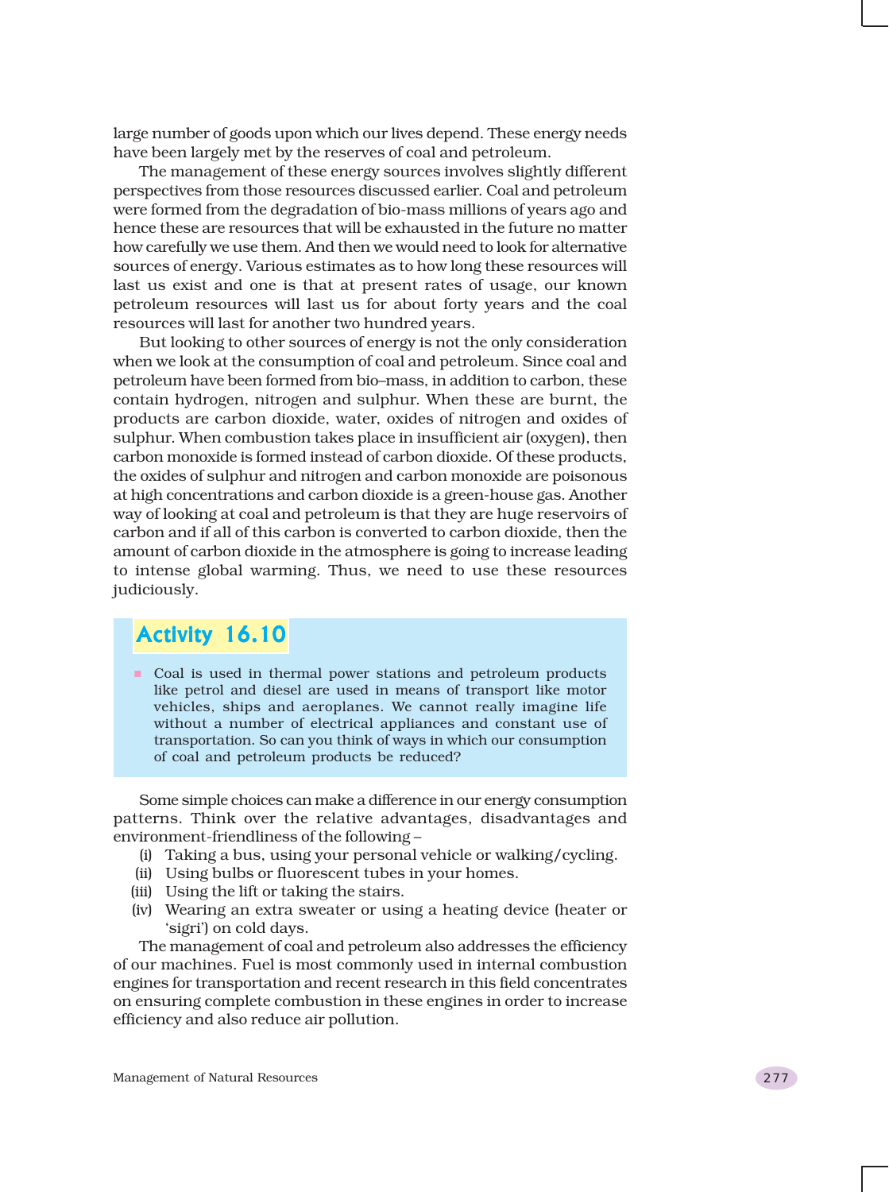large number of goods upon which our lives depend. These energy needs have been largely met by the reserves of coal and petroleum.

The management of these energy sources involves slightly different perspectives from those resources discussed earlier. Coal and petroleum were formed from the degradation of bio-mass millions of years ago and hence these are resources that will be exhausted in the future no matter how carefully we use them. And then we would need to look for alternative sources of energy. Various estimates as to how long these resources will last us exist and one is that at present rates of usage, our known petroleum resources will last us for about forty years and the coal resources will last for another two hundred years.

But looking to other sources of energy is not the only consideration when we look at the consumption of coal and petroleum. Since coal and petroleum have been formed from bio–mass, in addition to carbon, these contain hydrogen, nitrogen and sulphur. When these are burnt, the products are carbon dioxide, water, oxides of nitrogen and oxides of sulphur. When combustion takes place in insufficient air (oxygen), then carbon monoxide is formed instead of carbon dioxide. Of these products, the oxides of sulphur and nitrogen and carbon monoxide are poisonous at high concentrations and carbon dioxide is a green-house gas. Another way of looking at coal and petroleum is that they are huge reservoirs of carbon and if all of this carbon is converted to carbon dioxide, then the amount of carbon dioxide in the atmosphere is going to increase leading to intense global warming. Thus, we need to use these resources judiciously.

## Activity 16.10

- Coal is used in thermal power stations and petroleum products like petrol and diesel are used in means of transport like motor vehicles, ships and aeroplanes. We cannot really imagine life without a number of electrical appliances and constant use of transportation. So can you think of ways in which our consumption of coal and petroleum products be reduced?

Some simple choices can make a difference in our energy consumption patterns. Think over the relative advantages, disadvantages and environment-friendliness of the following –

(i) Taking a bus, using your personal vehicle or walking/cycling.
(ii) Using bulbs or fluorescent tubes in your homes.
(iii) Using the lift or taking the stairs.
(iv) Wearing an extra sweater or using a heating device (heater or 'sigri') on cold days.

The management of coal and petroleum also addresses the efficiency of our machines. Fuel is most commonly used in internal combustion engines for transportation and recent research in this field concentrates on ensuring complete combustion in these engines in order to increase efficiency and also reduce air pollution.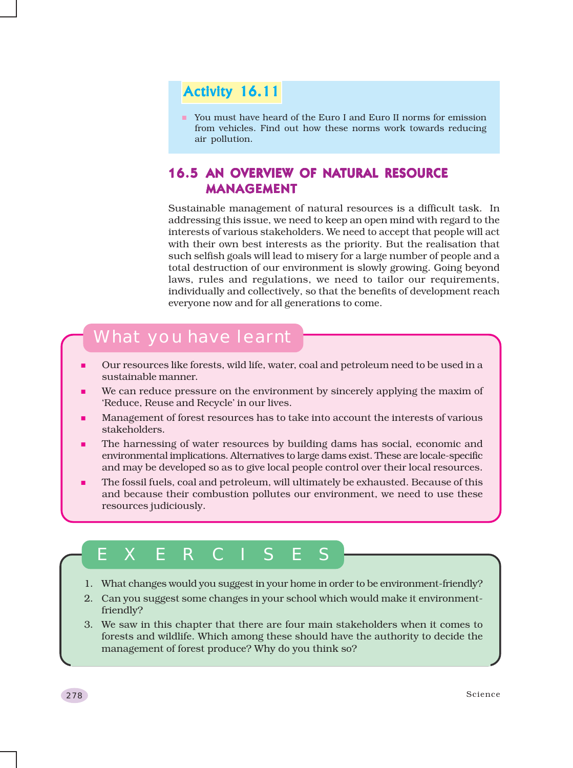## Activity 16.11

- You must have heard of the Euro I and Euro II norms for emission from vehicles. Find out how these norms work towards reducing air pollution.

## 16.5 AN OVERVIEW OF NATURAL RESOURCE MANAGEMENT

Sustainable management of natural resources is a difficult task. In addressing this issue, we need to keep an open mind with regard to the interests of various stakeholders. We need to accept that people will act with their own best interests as the priority. But the realisation that such selfish goals will lead to misery for a large number of people and a total destruction of our environment is slowly growing. Going beyond laws, rules and regulations, we need to tailor our requirements, individually and collectively, so that the benefits of development reach everyone now and for all generations to come.

## What you have learnt

- Our resources like forests, wild life, water, coal and petroleum need to be used in a sustainable manner.
- We can reduce pressure on the environment by sincerely applying the maxim of 'Reduce, Reuse and Recycle' in our lives.
- Management of forest resources has to take into account the interests of various stakeholders.
- The harnessing of water resources by building dams has social, economic and environmental implications. Alternatives to large dams exist. These are locale-specific and may be developed so as to give local people control over their local resources.
- The fossil fuels, coal and petroleum, will ultimately be exhausted. Because of this and because their combustion pollutes our environment, we need to use these resources judiciously.

## EXERCISES

1. What changes would you suggest in your home in order to be environment-friendly?
2. Can you suggest some changes in your school which would make it environment-friendly?
3. We saw in this chapter that there are four main stakeholders when it comes to forests and wildlife. Which among these should have the authority to decide the management of forest produce? Why do you think so?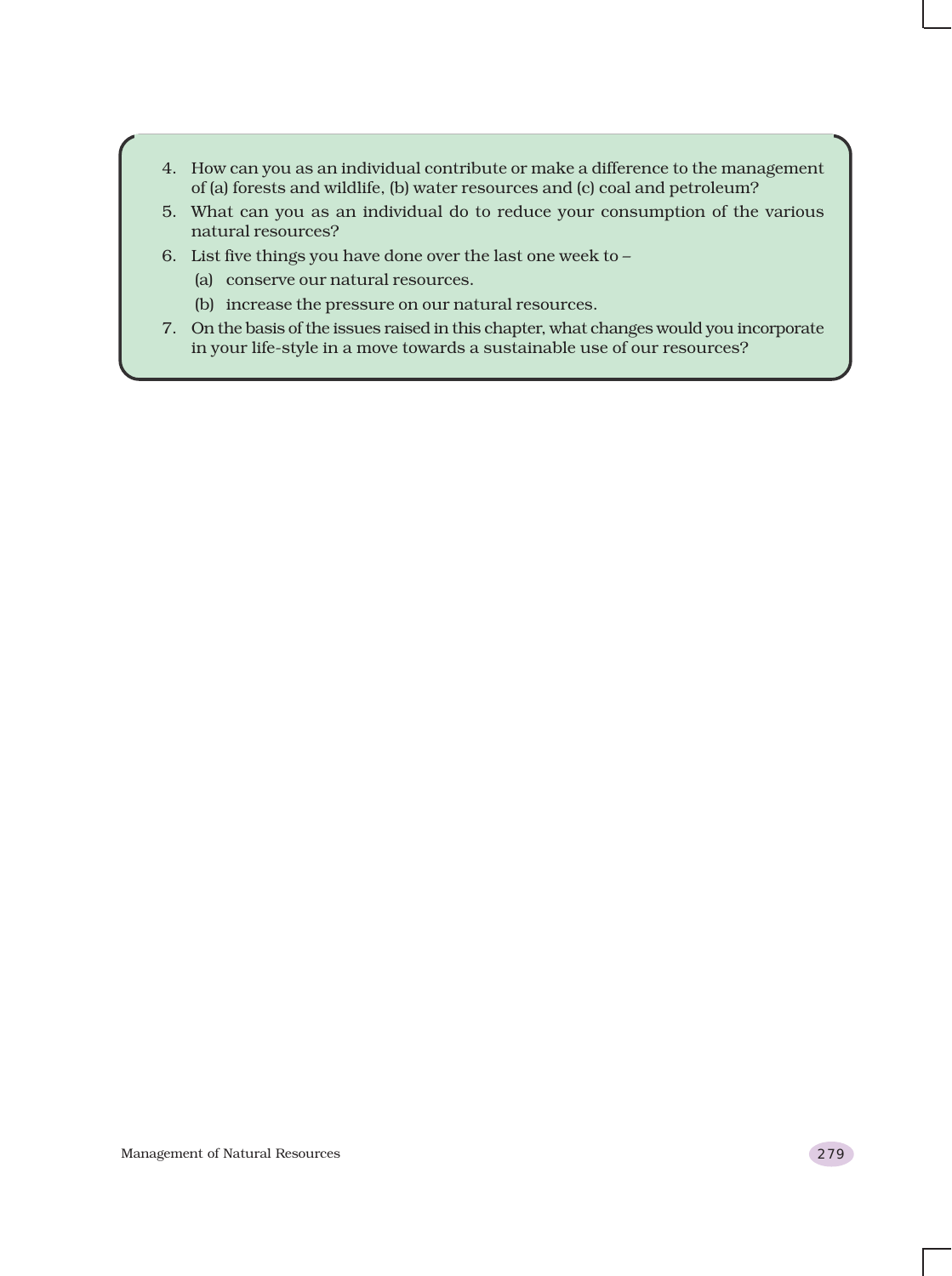4. How can you as an individual contribute or make a difference to the management of (a) forests and wildlife, (b) water resources and (c) coal and petroleum?
5. What can you as an individual do to reduce your consumption of the various natural resources?
6. List five things you have done over the last one week to –
   (a) conserve our natural resources.
   (b) increase the pressure on our natural resources.
7. On the basis of the issues raised in this chapter, what changes would you incorporate in your life-style in a move towards a sustainable use of our resources?